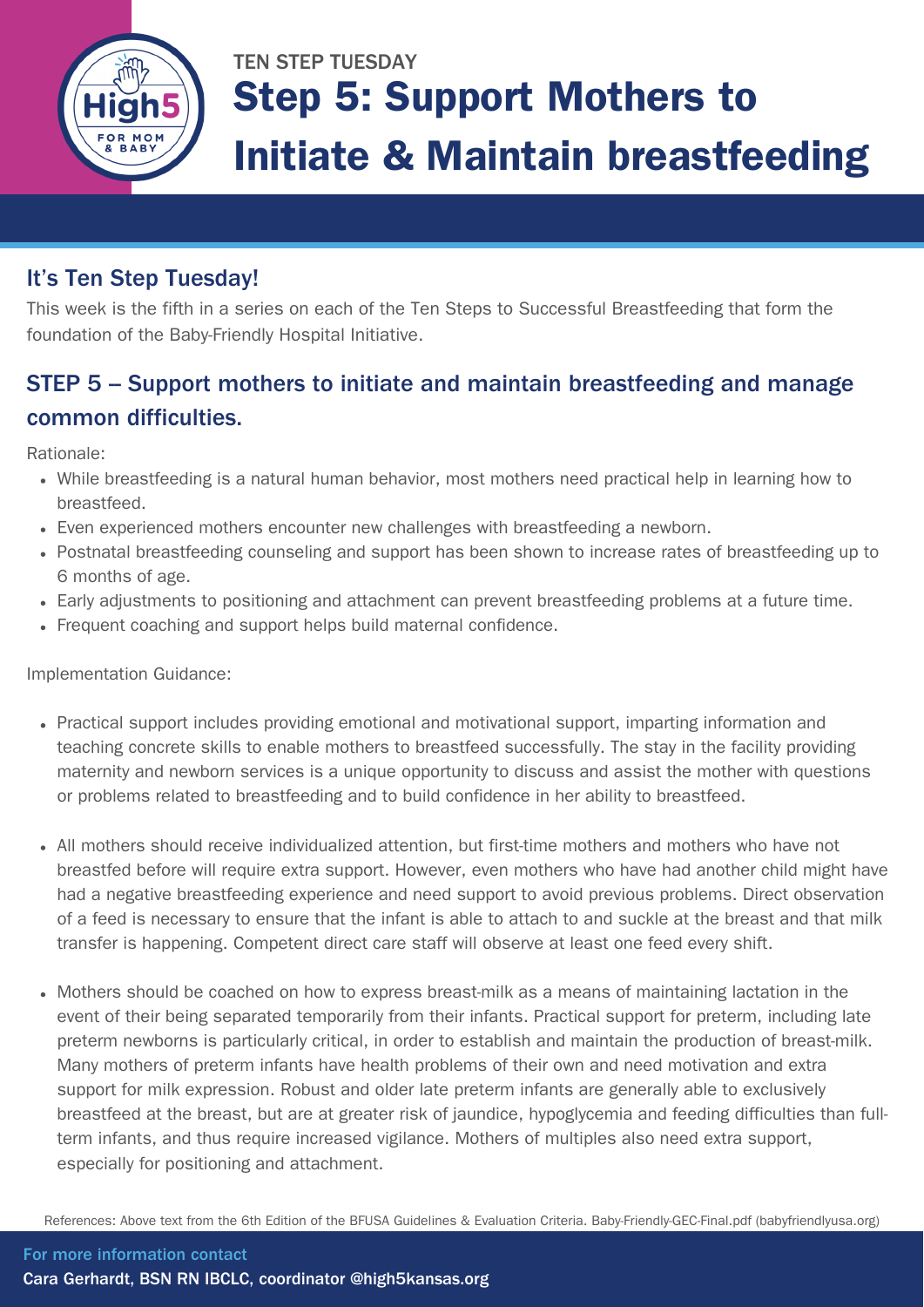TEN STEP TUESDAY

# Step 5: Support Mothers to Initiate & Maintain breastfeeding

## It's Ten Step Tuesday!

This week is the fifth in a series on each of the Ten Steps to Successful Breastfeeding that form the foundation of the Baby-Friendly Hospital Initiative.

## STEP 5 – Support mothers to initiate and maintain breastfeeding and manage common difficulties.

Rationale:

- While breastfeeding is a natural human behavior, most mothers need practical help in learning how to breastfeed.
- Even experienced mothers encounter new challenges with breastfeeding a newborn.
- Postnatal breastfeeding counseling and support has been shown to increase rates of breastfeeding up to 6 months of age.
- Early adjustments to positioning and attachment can prevent breastfeeding problems at a future time.
- Frequent coaching and support helps build maternal confidence.

Implementation Guidance:

- Practical support includes providing emotional and motivational support, imparting information and teaching concrete skills to enable mothers to breastfeed successfully. The stay in the facility providing maternity and newborn services is a unique opportunity to discuss and assist the mother with questions or problems related to breastfeeding and to build confidence in her ability to breastfeed.

- All mothers should receive individualized attention, but first-time mothers and mothers who have not breastfed before will require extra support. However, even mothers who have had another child might have had a negative breastfeeding experience and need support to avoid previous problems. Direct observation of a feed is necessary to ensure that the infant is able to attach to and suckle at the breast and that milk transfer is happening. Competent direct care staff will observe at least one feed every shift.

- Mothers should be coached on how to express breast-milk as a means of maintaining lactation in the event of their being separated temporarily from their infants. Practical support for preterm, including late preterm newborns is particularly critical, in order to establish and maintain the production of breast-milk. Many mothers of preterm infants have health problems of their own and need motivation and extra support for milk expression. Robust and older late preterm infants are generally able to exclusively breastfeed at the breast, but are at greater risk of jaundice, hypoglycemia and feeding difficulties than full-term infants, and thus require increased vigilance. Mothers of multiples also need extra support, especially for positioning and attachment.

References: Above text from the 6th Edition of the BFUSA Guidelines & Evaluation Criteria. Baby-Friendly-GEC-Final.pdf (babyfriendlyusa.org)

For more information contact
Cara Gerhardt, BSN RN IBCLC, coordinator @high5kansas.org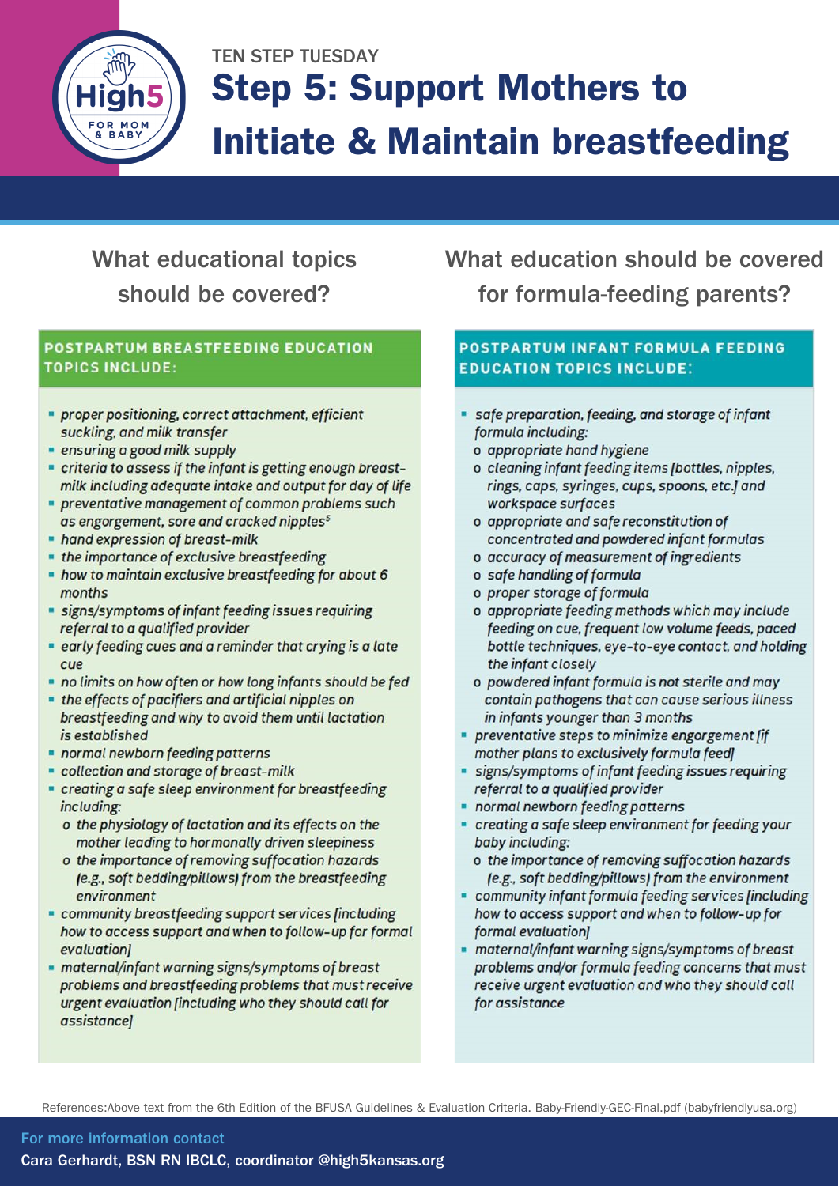TEN STEP TUESDAY

# Step 5: Support Mothers to Initiate & Maintain breastfeeding

## What educational topics should be covered?

### POSTPARTUM BREASTFEEDING EDUCATION TOPICS INCLUDE:

- *proper positioning, correct attachment, efficient suckling, and milk transfer*
- *ensuring a good milk supply*
- *criteria to assess if the infant is getting enough breast-milk including adequate intake and output for day of life*
- *preventative management of common problems such as engorgement, sore and cracked nipples*[5]
- *hand expression of breast-milk*
- *the importance of exclusive breastfeeding*
- *how to maintain exclusive breastfeeding for about 6 months*
- *signs/symptoms of infant feeding issues requiring referral to a qualified provider*
- *early feeding cues and a reminder that crying is a late cue*
- *no limits on how often or how long infants should be fed*
- *the effects of pacifiers and artificial nipples on breastfeeding and why to avoid them until lactation is established*
- *normal newborn feeding patterns*
- *collection and storage of breast-milk*
- *creating a safe sleep environment for breastfeeding including:*
  - *the physiology of lactation and its effects on the mother leading to hormonally driven sleepiness*
  - *the importance of removing suffocation hazards (e.g., soft bedding/pillows) from the breastfeeding environment*
- *community breastfeeding support services [including how to access support and when to follow-up for formal evaluation]*
- *maternal/infant warning signs/symptoms of breast problems and breastfeeding problems that must receive urgent evaluation [including who they should call for assistance]*

## What education should be covered for formula-feeding parents?

### POSTPARTUM INFANT FORMULA FEEDING EDUCATION TOPICS INCLUDE:

- *safe preparation, feeding, and storage of infant formula including:*
  - *appropriate hand hygiene*
  - *cleaning infant feeding items [bottles, nipples, rings, caps, syringes, cups, spoons, etc.] and workspace surfaces*
  - *appropriate and safe reconstitution of concentrated and powdered infant formulas*
  - *accuracy of measurement of ingredients*
  - *safe handling of formula*
  - *proper storage of formula*
  - *appropriate feeding methods which may include feeding on cue, frequent low volume feeds, paced bottle techniques, eye-to-eye contact, and holding the infant closely*
  - *powdered infant formula is not sterile and may contain pathogens that can cause serious illness in infants younger than 3 months*
- *preventative steps to minimize engorgement [if mother plans to exclusively formula feed]*
- *signs/symptoms of infant feeding issues requiring referral to a qualified provider*
- *normal newborn feeding patterns*
- *creating a safe sleep environment for feeding your baby including:*
  - *the importance of removing suffocation hazards (e.g., soft bedding/pillows) from the environment*
- *community infant formula feeding services [including how to access support and when to follow-up for formal evaluation]*
- *maternal/infant warning signs/symptoms of breast problems and/or formula feeding concerns that must receive urgent evaluation and who they should call for assistance*

References:Above text from the 6th Edition of the BFUSA Guidelines & Evaluation Criteria. Baby-Friendly-GEC-Final.pdf (babyfriendlyusa.org)

For more information contact

Cara Gerhardt, BSN RN IBCLC, coordinator @high5kansas.org